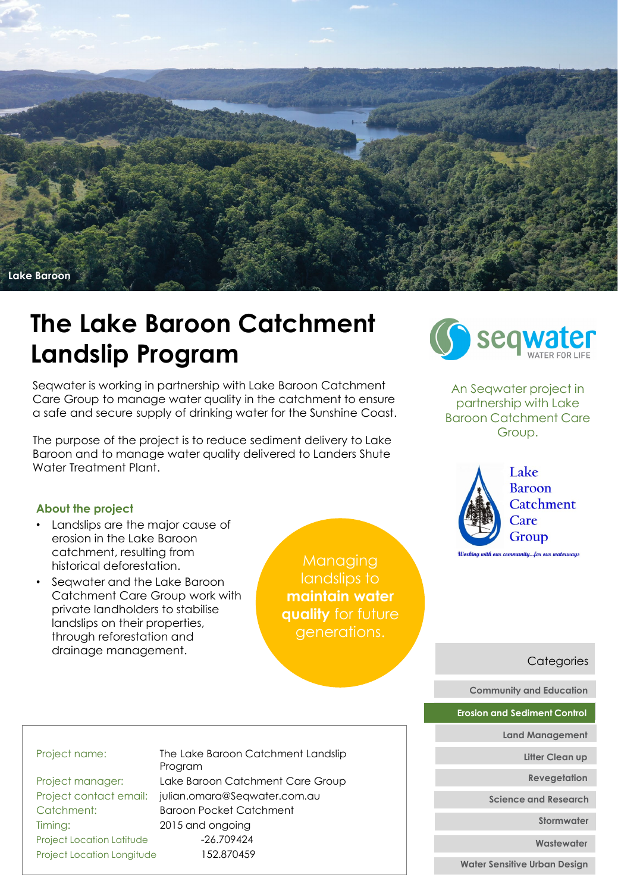Lake Baroon

# The Lake Baroon Catchment Landslip Program

Seqwater is working in partnership with Lake Baroon Catchment Care Group to manage water quality in the catchment to ensure a safe and secure supply of drinking water for the Sunshine Coast.

The purpose of the project is to reduce sediment delivery to Lake Baroon and to manage water quality delivered to Landers Shute Water Treatment Plant.

### About the project

- Landslips are the major cause of erosion in the Lake Baroon catchment, resulting from historical deforestation.
- Seqwater and the Lake Baroon Catchment Care Group work with private landholders to stabilise landslips on their properties, through reforestation and drainage management.

Managing landslips to **maintain water quality** for future generations.

seqwater WATER FOR LIFE

An Seqwater project in partnership with Lake Baroon Catchment Care Group.

Lake Baroon Catchment Care Group

*Working with our community...for our waterways*

| | |
|---|---|
| Project name: | The Lake Baroon Catchment Landslip Program |
| Project manager: | Lake Baroon Catchment Care Group |
| Project contact email: | julian.omara@Seqwater.com.au |
| Catchment: | Baroon Pocket Catchment |
| Timing: | 2015 and ongoing |
| Project Location Latitude | -26.709424 |
| Project Location Longitude | 152.870459 |

Categories

- Community and Education
- **Erosion and Sediment Control**
- Land Management
- Litter Clean up
- Revegetation
- Science and Research
- Stormwater
- Wastewater
- Water Sensitive Urban Design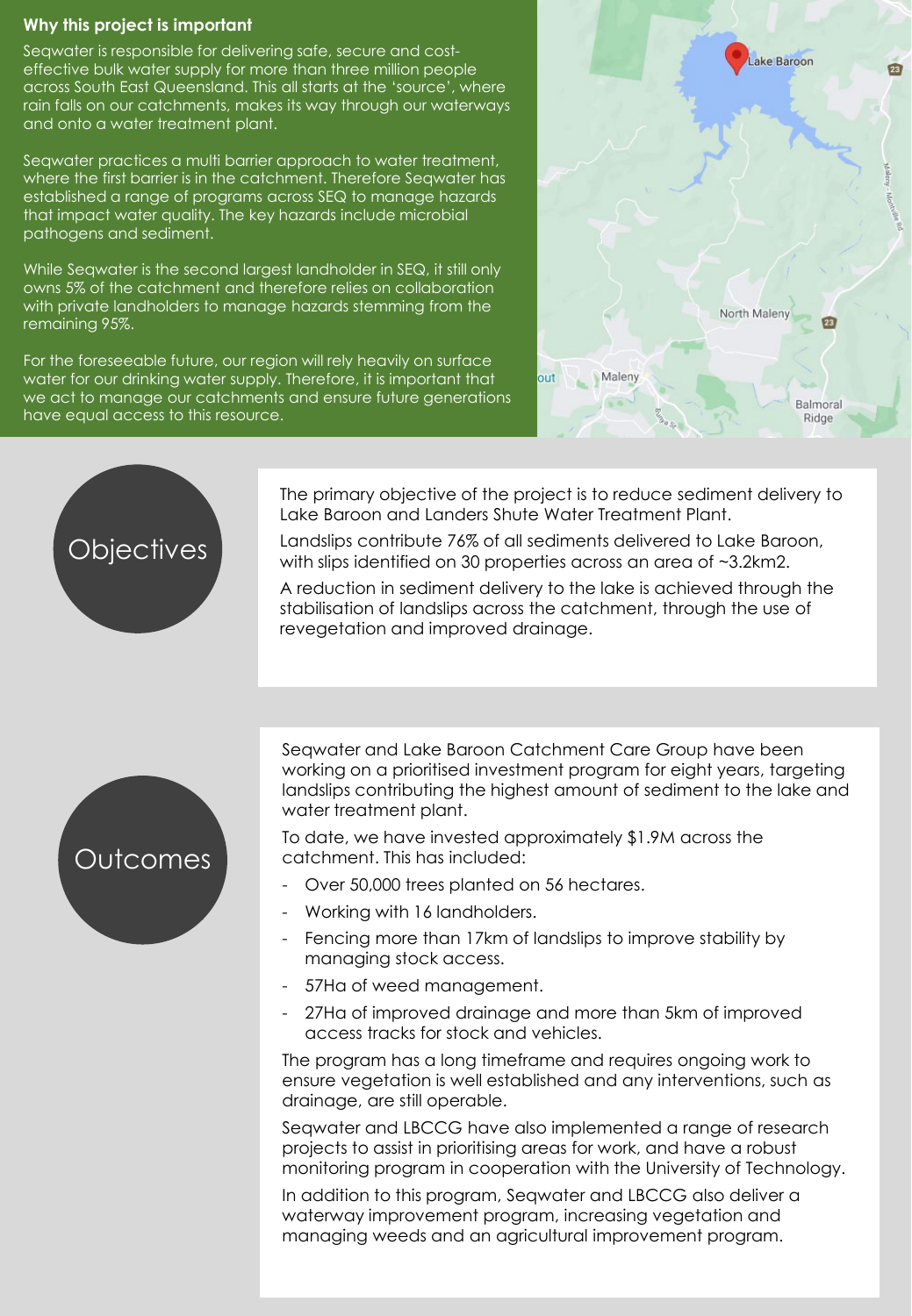## Why this project is important

Seqwater is responsible for delivering safe, secure and cost-effective bulk water supply for more than three million people across South East Queensland. This all starts at the 'source', where rain falls on our catchments, makes its way through our waterways and onto a water treatment plant.

Seqwater practices a multi barrier approach to water treatment, where the first barrier is in the catchment. Therefore Seqwater has established a range of programs across SEQ to manage hazards that impact water quality. The key hazards include microbial pathogens and sediment.

While Seqwater is the second largest landholder in SEQ, it still only owns 5% of the catchment and therefore relies on collaboration with private landholders to manage hazards stemming from the remaining 95%.

For the foreseeable future, our region will rely heavily on surface water for our drinking water supply. Therefore, it is important that we act to manage our catchments and ensure future generations have equal access to this resource.

Lake Baroon
North Maleny
Maleny
Balmoral Ridge

## Objectives

The primary objective of the project is to reduce sediment delivery to Lake Baroon and Landers Shute Water Treatment Plant.

Landslips contribute 76% of all sediments delivered to Lake Baroon, with slips identified on 30 properties across an area of ~3.2km2.

A reduction in sediment delivery to the lake is achieved through the stabilisation of landslips across the catchment, through the use of revegetation and improved drainage.

## Outcomes

Seqwater and Lake Baroon Catchment Care Group have been working on a prioritised investment program for eight years, targeting landslips contributing the highest amount of sediment to the lake and water treatment plant.

To date, we have invested approximately $1.9M across the catchment. This has included:

- Over 50,000 trees planted on 56 hectares.
- Working with 16 landholders.
- Fencing more than 17km of landslips to improve stability by managing stock access.
- 57Ha of weed management.
- 27Ha of improved drainage and more than 5km of improved access tracks for stock and vehicles.

The program has a long timeframe and requires ongoing work to ensure vegetation is well established and any interventions, such as drainage, are still operable.

Seqwater and LBCCG have also implemented a range of research projects to assist in prioritising areas for work, and have a robust monitoring program in cooperation with the University of Technology.

In addition to this program, Seqwater and LBCCG also deliver a waterway improvement program, increasing vegetation and managing weeds and an agricultural improvement program.